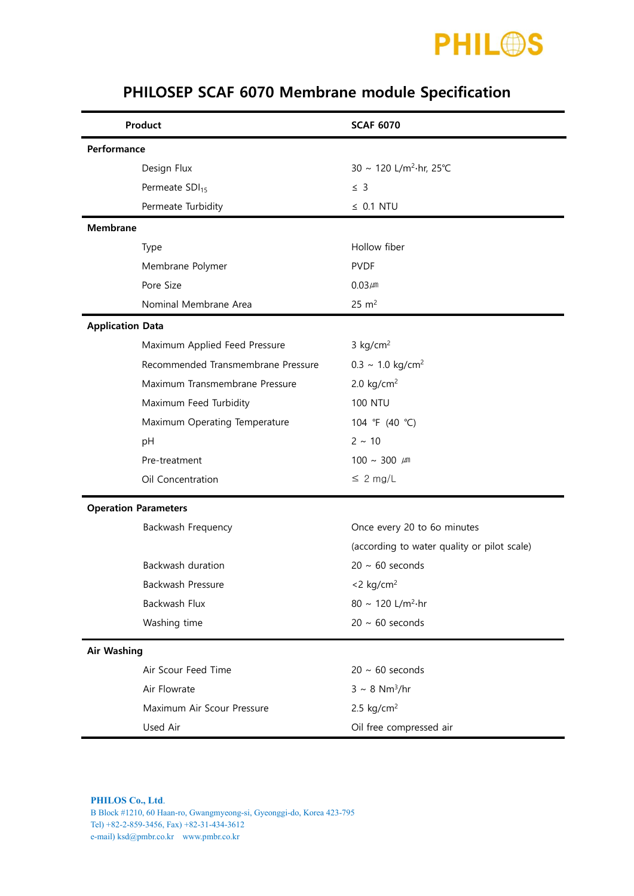PHILOS

# PHILOSEP SCAF 6070 Membrane module Specification

| Product | | SCAF 6070 |
|---|---|---|
| **Performance** | | |
| | Design Flux | 30 ~ 120 $L/m^2 \cdot hr$, 25℃ |
| | Permeate $SDI_{15}$ | ≤ 3 |
| | Permeate Turbidity | ≤ 0.1 NTU |
| **Membrane** | | |
| | Type | Hollow fiber |
| | Membrane Polymer | PVDF |
| | Pore Size | 0.03㎛ |
| | Nominal Membrane Area | 25 $m^2$ |
| **Application Data** | | |
| | Maximum Applied Feed Pressure | 3 $kg/cm^2$ |
| | Recommended Transmembrane Pressure | 0.3 ~ 1.0 $kg/cm^2$ |
| | Maximum Transmembrane Pressure | 2.0 $kg/cm^2$ |
| | Maximum Feed Turbidity | 100 NTU |
| | Maximum Operating Temperature | 104 ℉ (40 ℃) |
| | pH | 2 ~ 10 |
| | Pre-treatment | 100 ~ 300 ㎛ |
| | Oil Concentration | ≤ 2 mg/L |
| **Operation Parameters** | | |
| | Backwash Frequency | Once every 20 to 60 minutes (according to water quality or pilot scale) |
| | Backwash duration | 20 ~ 60 seconds |
| | Backwash Pressure | <2 $kg/cm^2$ |
| | Backwash Flux | 80 ~ 120 $L/m^2 \cdot hr$ |
| | Washing time | 20 ~ 60 seconds |
| **Air Washing** | | |
| | Air Scour Feed Time | 20 ~ 60 seconds |
| | Air Flowrate | 3 ~ 8 $Nm^3/hr$ |
| | Maximum Air Scour Pressure | 2.5 $kg/cm^2$ |
| | Used Air | Oil free compressed air |

**PHILOS Co., Ltd.**
B Block #1210, 60 Haan-ro, Gwangmyeong-si, Gyeonggi-do, Korea 423-795
Tel) +82-2-859-3456, Fax) +82-31-434-3612
e-mail) ksd@pmbr.co.kr www.pmbr.co.kr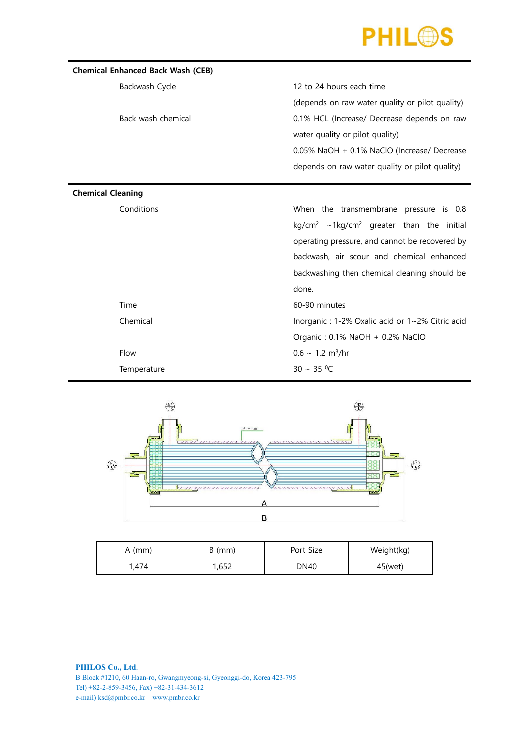| **Chemical Enhanced Back Wash (CEB)** | |
|---|---|
| Backwash Cycle | 12 to 24 hours each time (depends on raw water quality or pilot quality) |
| Back wash chemical | 0.1% HCL (Increase/ Decrease depends on raw water quality or pilot quality)<br>0.05% NaOH + 0.1% NaClO (Increase/ Decrease depends on raw water quality or pilot quality) |

| **Chemical Cleaning** | |
|---|---|
| Conditions | When the transmembrane pressure is 0.8 $kg/cm^2$ ~1$kg/cm^2$ greater than the initial operating pressure, and cannot be recovered by backwash, air scour and chemical enhanced backwashing then chemical cleaning should be done. |
| Time | 60-90 minutes |
| Chemical | Inorganic : 1-2% Oxalic acid or 1~2% Citric acid<br>Organic : 0.1% NaOH + 0.2% NaClO |
| Flow | 0.6 ~ 1.2 $m^3$/hr |
| Temperature | 30 ~ 35 $^0$C |

A

B

| A (mm) | B (mm) | Port Size | Weight(kg) |
|---|---|---|---|
| 1,474 | 1,652 | DN40 | 45(wet) |

**PHILOS Co., Ltd.**
B Block #1210, 60 Haan-ro, Gwangmyeong-si, Gyeonggi-do, Korea 423-795
Tel) +82-2-859-3456, Fax) +82-31-434-3612
e-mail) ksd@pmbr.co.kr www.pmbr.co.kr